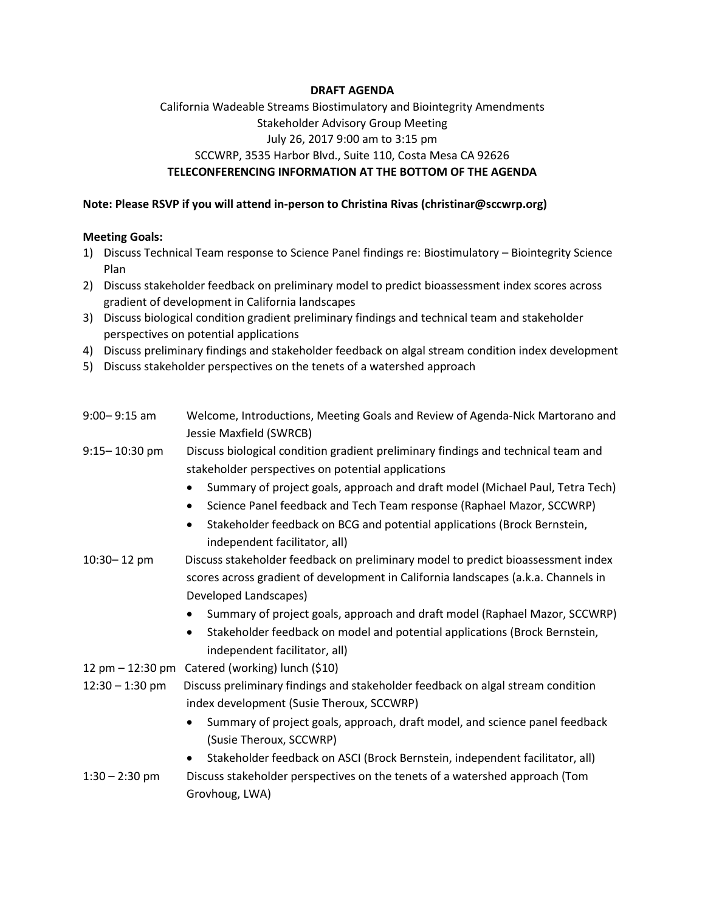**DRAFT AGENDA**

California Wadeable Streams Biostimulatory and Biointegrity Amendments
Stakeholder Advisory Group Meeting
July 26, 2017 9:00 am to 3:15 pm
SCCWRP, 3535 Harbor Blvd., Suite 110, Costa Mesa CA 92626
**TELECONFERENCING INFORMATION AT THE BOTTOM OF THE AGENDA**

**Note: Please RSVP if you will attend in-person to Christina Rivas (christinar@sccwrp.org)**

**Meeting Goals:**

1) Discuss Technical Team response to Science Panel findings re: Biostimulatory – Biointegrity Science Plan
2) Discuss stakeholder feedback on preliminary model to predict bioassessment index scores across gradient of development in California landscapes
3) Discuss biological condition gradient preliminary findings and technical team and stakeholder perspectives on potential applications
4) Discuss preliminary findings and stakeholder feedback on algal stream condition index development
5) Discuss stakeholder perspectives on the tenets of a watershed approach

| | |
|---|---|
| 9:00– 9:15 am | Welcome, Introductions, Meeting Goals and Review of Agenda-Nick Martorano and Jessie Maxfield (SWRCB) |
| 9:15– 10:30 pm | Discuss biological condition gradient preliminary findings and technical team and stakeholder perspectives on potential applications<br>• Summary of project goals, approach and draft model (Michael Paul, Tetra Tech)<br>• Science Panel feedback and Tech Team response (Raphael Mazor, SCCWRP)<br>• Stakeholder feedback on BCG and potential applications (Brock Bernstein, independent facilitator, all) |
| 10:30– 12 pm | Discuss stakeholder feedback on preliminary model to predict bioassessment index scores across gradient of development in California landscapes (a.k.a. Channels in Developed Landscapes)<br>• Summary of project goals, approach and draft model (Raphael Mazor, SCCWRP)<br>• Stakeholder feedback on model and potential applications (Brock Bernstein, independent facilitator, all) |
| 12 pm – 12:30 pm | Catered (working) lunch ($10) |
| 12:30 – 1:30 pm | Discuss preliminary findings and stakeholder feedback on algal stream condition index development (Susie Theroux, SCCWRP)<br>• Summary of project goals, approach, draft model, and science panel feedback (Susie Theroux, SCCWRP)<br>• Stakeholder feedback on ASCI (Brock Bernstein, independent facilitator, all) |
| 1:30 – 2:30 pm | Discuss stakeholder perspectives on the tenets of a watershed approach (Tom Grovhoug, LWA) |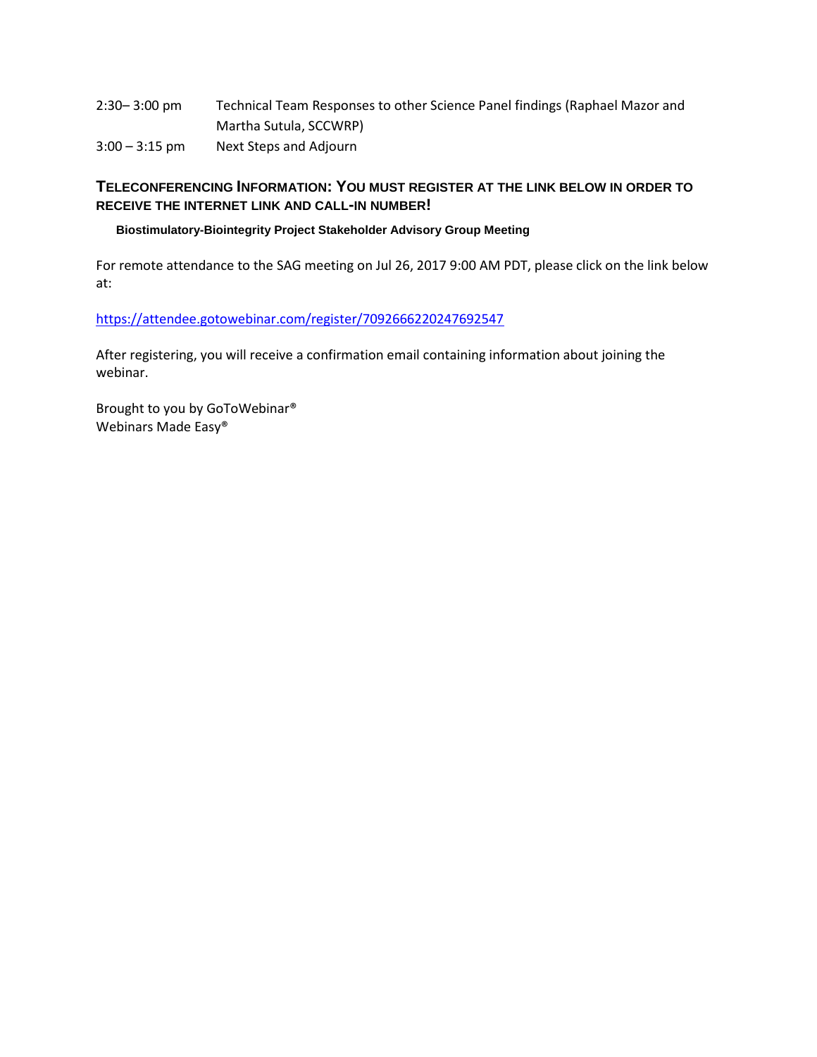| | |
|---|---|
| 2:30– 3:00 pm | Technical Team Responses to other Science Panel findings (Raphael Mazor and Martha Sutula, SCCWRP) |
| 3:00 – 3:15 pm | Next Steps and Adjourn |

## TELECONFERENCING INFORMATION: YOU MUST REGISTER AT THE LINK BELOW IN ORDER TO RECEIVE THE INTERNET LINK AND CALL-IN NUMBER!

**Biostimulatory-Biointegrity Project Stakeholder Advisory Group Meeting**

For remote attendance to the SAG meeting on Jul 26, 2017 9:00 AM PDT, please click on the link below at:

https://attendee.gotowebinar.com/register/7092666220247692547

After registering, you will receive a confirmation email containing information about joining the webinar.

Brought to you by GoToWebinar®
Webinars Made Easy®